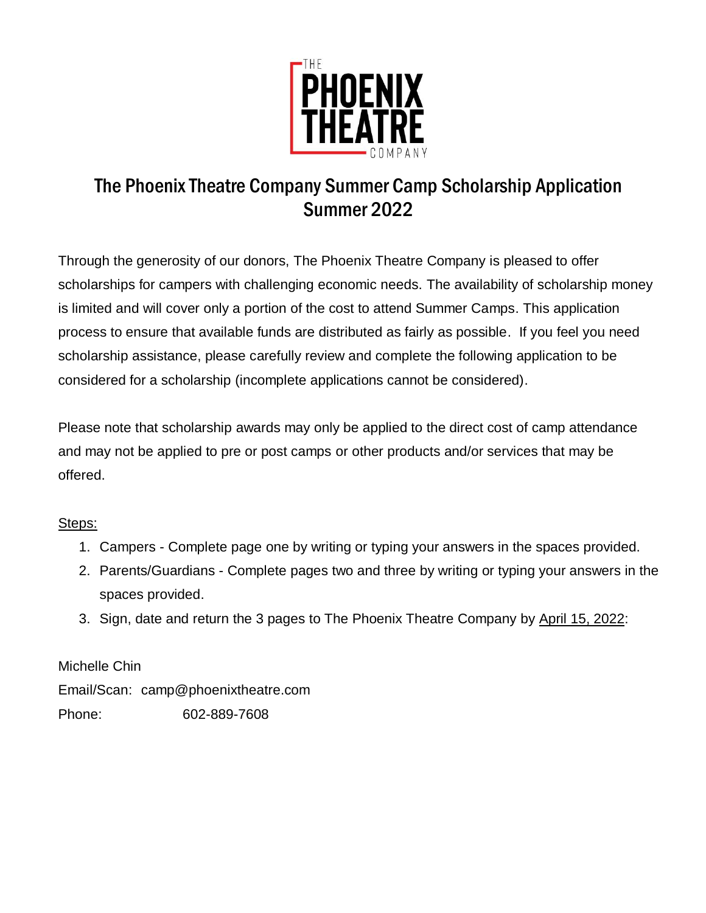# The Phoenix Theatre Company Summer Camp Scholarship Application Summer 2022

Through the generosity of our donors, The Phoenix Theatre Company is pleased to offer scholarships for campers with challenging economic needs. The availability of scholarship money is limited and will cover only a portion of the cost to attend Summer Camps. This application process to ensure that available funds are distributed as fairly as possible. If you feel you need scholarship assistance, please carefully review and complete the following application to be considered for a scholarship (incomplete applications cannot be considered).

Please note that scholarship awards may only be applied to the direct cost of camp attendance and may not be applied to pre or post camps or other products and/or services that may be offered.

Steps:

1. Campers - Complete page one by writing or typing your answers in the spaces provided.
2. Parents/Guardians - Complete pages two and three by writing or typing your answers in the spaces provided.
3. Sign, date and return the 3 pages to The Phoenix Theatre Company by April 15, 2022:

Michelle Chin
Email/Scan: camp@phoenixtheatre.com
Phone: 602-889-7608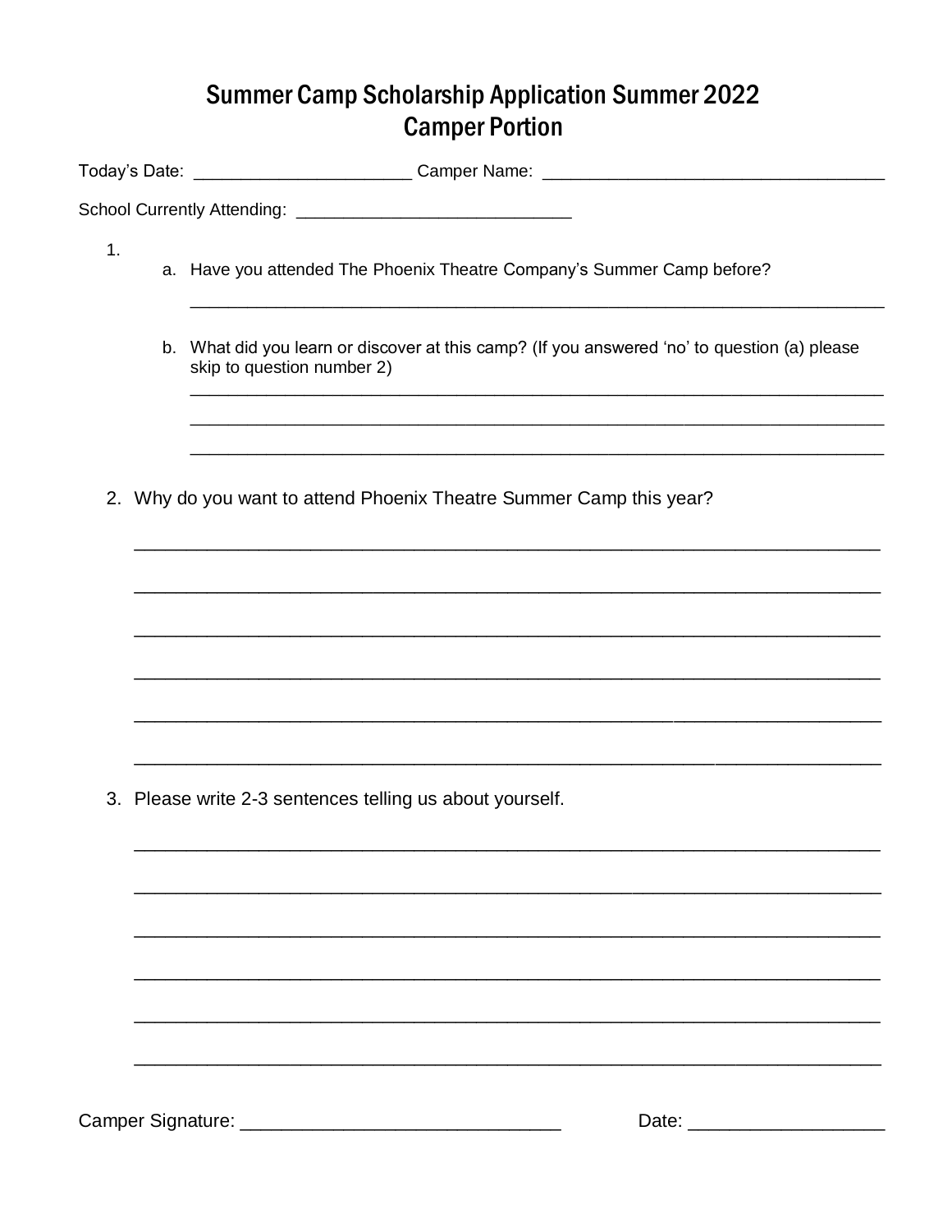# Summer Camp Scholarship Application Summer 2022
# Camper Portion

Today's Date: ______________________ Camper Name: ___________________________________

School Currently Attending: ____________________________

1.
   a. Have you attended The Phoenix Theatre Company's Summer Camp before?

   ________________________________________________________________________

   b. What did you learn or discover at this camp? (If you answered 'no' to question (a) please skip to question number 2)

   ________________________________________________________________________

   ________________________________________________________________________

   ________________________________________________________________________

2. Why do you want to attend Phoenix Theatre Summer Camp this year?

   ________________________________________________________________________

   ________________________________________________________________________

   ________________________________________________________________________

   ________________________________________________________________________

   ________________________________________________________________________

   ________________________________________________________________________

3. Please write 2-3 sentences telling us about yourself.

   ________________________________________________________________________

   ________________________________________________________________________

   ________________________________________________________________________

   ________________________________________________________________________

   ________________________________________________________________________

   ________________________________________________________________________

Camper Signature: _______________________________ Date: ___________________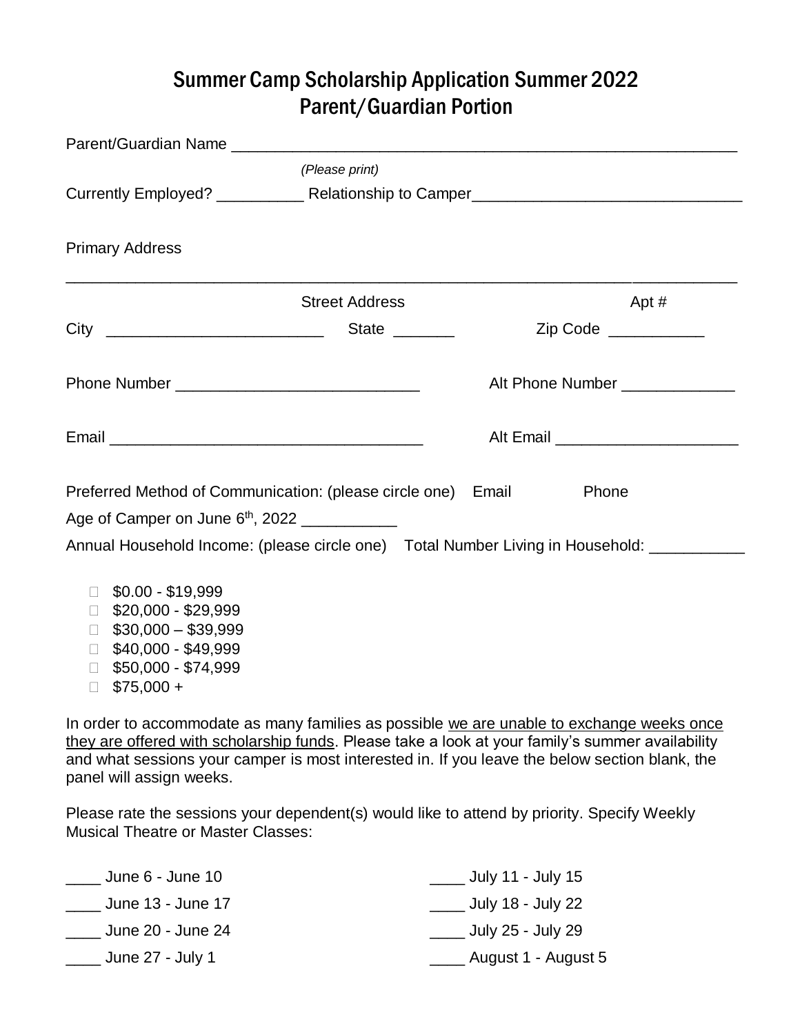# Summer Camp Scholarship Application Summer 2022
## Parent/Guardian Portion

Parent/Guardian Name ___________________________________________________________

*(Please print)*

Currently Employed? __________ Relationship to Camper______________________________

Primary Address

_____________________________________________________________________________

Street Address                                                            Apt #

City ________________________ State _______ Zip Code ___________

Phone Number ____________________________ Alt Phone Number _____________

Email ___________________________________ Alt Email _____________________

Preferred Method of Communication: (please circle one) Email Phone

Age of Camper on June 6th, 2022 ___________

Annual Household Income: (please circle one) Total Number Living in Household: ___________

- ☐ $0.00 - $19,999
- ☐ $20,000 - $29,999
- ☐ $30,000 – $39,999
- ☐ $40,000 - $49,999
- ☐ $50,000 - $74,999
- ☐ $75,000 +

In order to accommodate as many families as possible <u>we are unable to exchange weeks once they are offered with scholarship funds</u>. Please take a look at your family's summer availability and what sessions your camper is most interested in. If you leave the below section blank, the panel will assign weeks.

Please rate the sessions your dependent(s) would like to attend by priority. Specify Weekly Musical Theatre or Master Classes:

____ June 6 - June 10

____ June 13 - June 17

____ June 20 - June 24

____ June 27 - July 1

____ July 11 - July 15

____ July 18 - July 22

____ July 25 - July 29

____ August 1 - August 5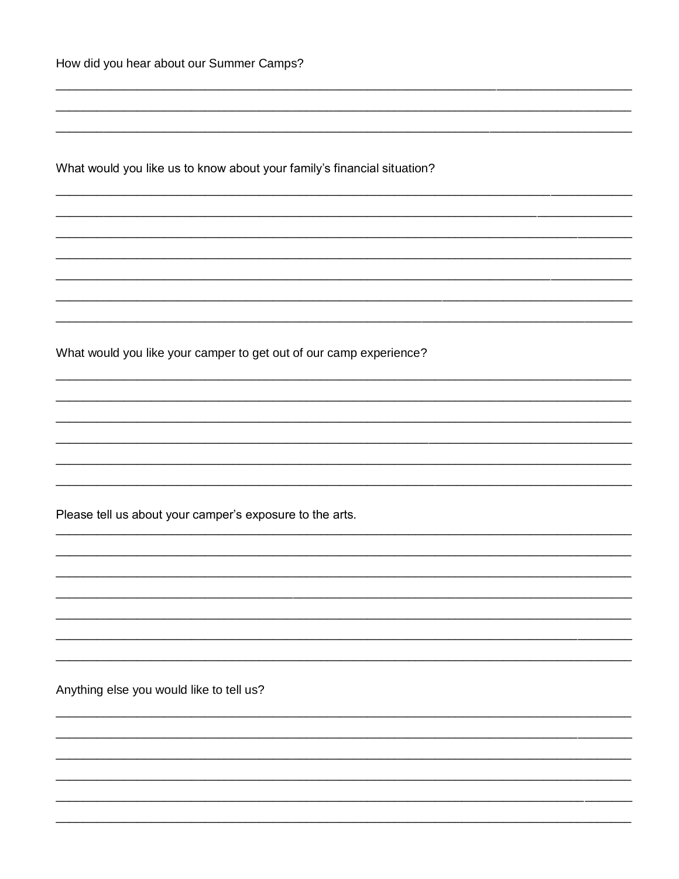How did you hear about our Summer Camps?

_______________________________________________________________________________
_______________________________________________________________________________
_______________________________________________________________________________

What would you like us to know about your family's financial situation?

_______________________________________________________________________________
_______________________________________________________________________________
_______________________________________________________________________________
_______________________________________________________________________________
_______________________________________________________________________________
_______________________________________________________________________________
_______________________________________________________________________________

What would you like your camper to get out of our camp experience?

_______________________________________________________________________________
_______________________________________________________________________________
_______________________________________________________________________________
_______________________________________________________________________________
_______________________________________________________________________________
_______________________________________________________________________________

Please tell us about your camper's exposure to the arts.

_______________________________________________________________________________
_______________________________________________________________________________
_______________________________________________________________________________
_______________________________________________________________________________
_______________________________________________________________________________
_______________________________________________________________________________
_______________________________________________________________________________

Anything else you would like to tell us?

_______________________________________________________________________________
_______________________________________________________________________________
_______________________________________________________________________________
_______________________________________________________________________________
_______________________________________________________________________________
_______________________________________________________________________________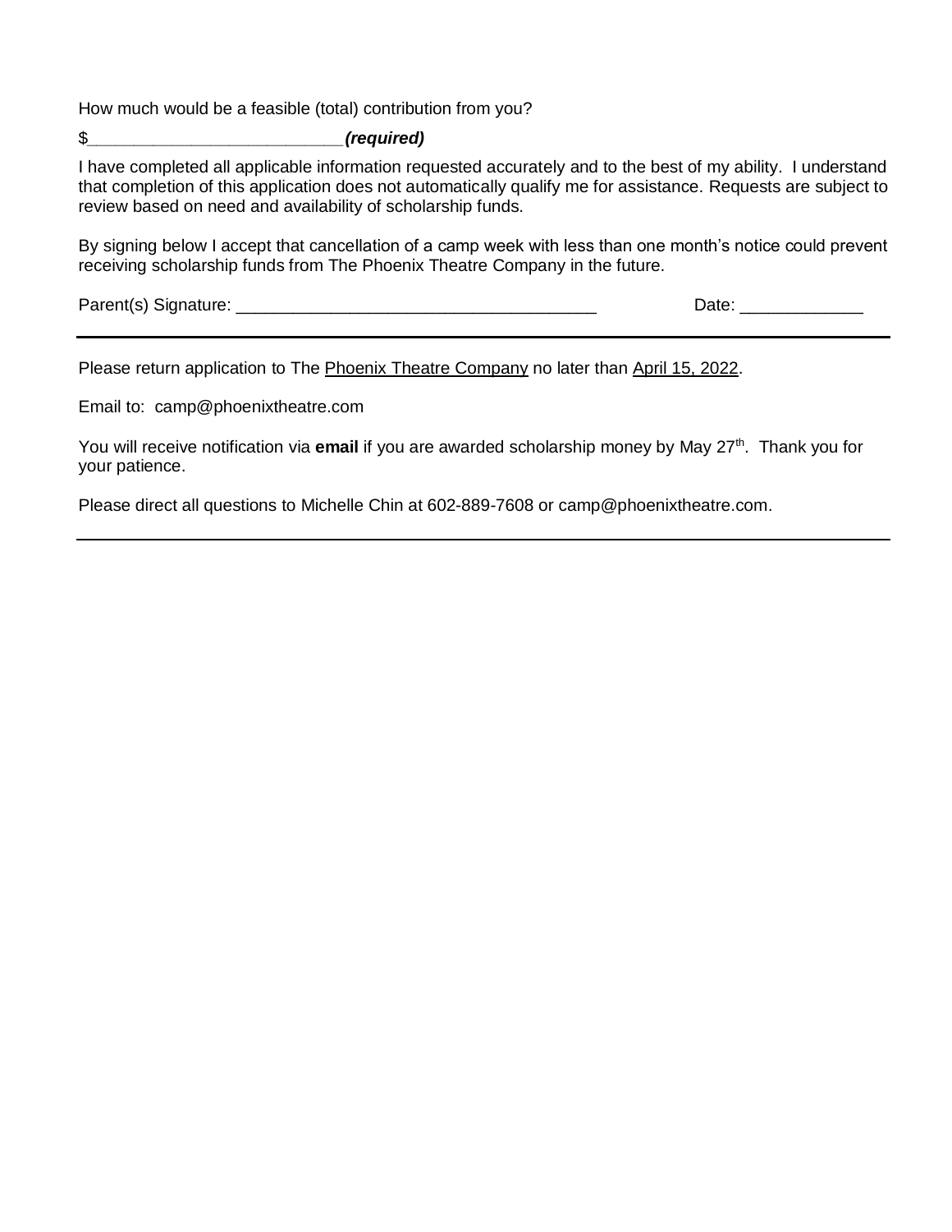How much would be a feasible (total) contribution from you?

$_________________________ ***(required)***

I have completed all applicable information requested accurately and to the best of my ability. I understand that completion of this application does not automatically qualify me for assistance. Requests are subject to review based on need and availability of scholarship funds.

By signing below I accept that cancellation of a camp week with less than one month's notice could prevent receiving scholarship funds from The Phoenix Theatre Company in the future.

Parent(s) Signature: ______________________________________ Date: _____________

---

Please return application to The Phoenix Theatre Company no later than April 15, 2022.

Email to: camp@phoenixtheatre.com

You will receive notification via **email** if you are awarded scholarship money by May 27th. Thank you for your patience.

Please direct all questions to Michelle Chin at 602-889-7608 or camp@phoenixtheatre.com.

---